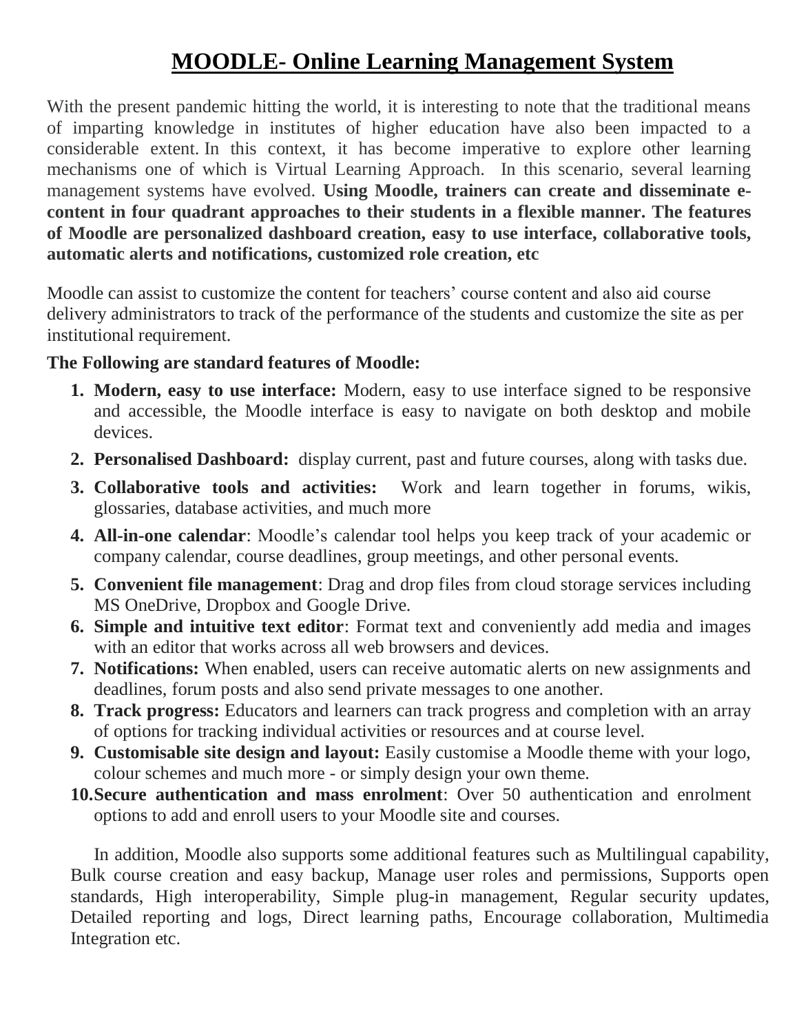# MOODLE- Online Learning Management System

With the present pandemic hitting the world, it is interesting to note that the traditional means of imparting knowledge in institutes of higher education have also been impacted to a considerable extent. In this context, it has become imperative to explore other learning mechanisms one of which is Virtual Learning Approach. In this scenario, several learning management systems have evolved. **Using Moodle, trainers can create and disseminate e-content in four quadrant approaches to their students in a flexible manner. The features of Moodle are personalized dashboard creation, easy to use interface, collaborative tools, automatic alerts and notifications, customized role creation, etc**

Moodle can assist to customize the content for teachers' course content and also aid course delivery administrators to track of the performance of the students and customize the site as per institutional requirement.

**The Following are standard features of Moodle:**

1. **Modern, easy to use interface:** Modern, easy to use interface signed to be responsive and accessible, the Moodle interface is easy to navigate on both desktop and mobile devices.
2. **Personalised Dashboard:** display current, past and future courses, along with tasks due.
3. **Collaborative tools and activities:** Work and learn together in forums, wikis, glossaries, database activities, and much more
4. **All-in-one calendar**: Moodle's calendar tool helps you keep track of your academic or company calendar, course deadlines, group meetings, and other personal events.
5. **Convenient file management**: Drag and drop files from cloud storage services including MS OneDrive, Dropbox and Google Drive.
6. **Simple and intuitive text editor**: Format text and conveniently add media and images with an editor that works across all web browsers and devices.
7. **Notifications:** When enabled, users can receive automatic alerts on new assignments and deadlines, forum posts and also send private messages to one another.
8. **Track progress:** Educators and learners can track progress and completion with an array of options for tracking individual activities or resources and at course level.
9. **Customisable site design and layout:** Easily customise a Moodle theme with your logo, colour schemes and much more - or simply design your own theme.
10. **Secure authentication and mass enrolment**: Over 50 authentication and enrolment options to add and enroll users to your Moodle site and courses.

In addition, Moodle also supports some additional features such as Multilingual capability, Bulk course creation and easy backup, Manage user roles and permissions, Supports open standards, High interoperability, Simple plug-in management, Regular security updates, Detailed reporting and logs, Direct learning paths, Encourage collaboration, Multimedia Integration etc.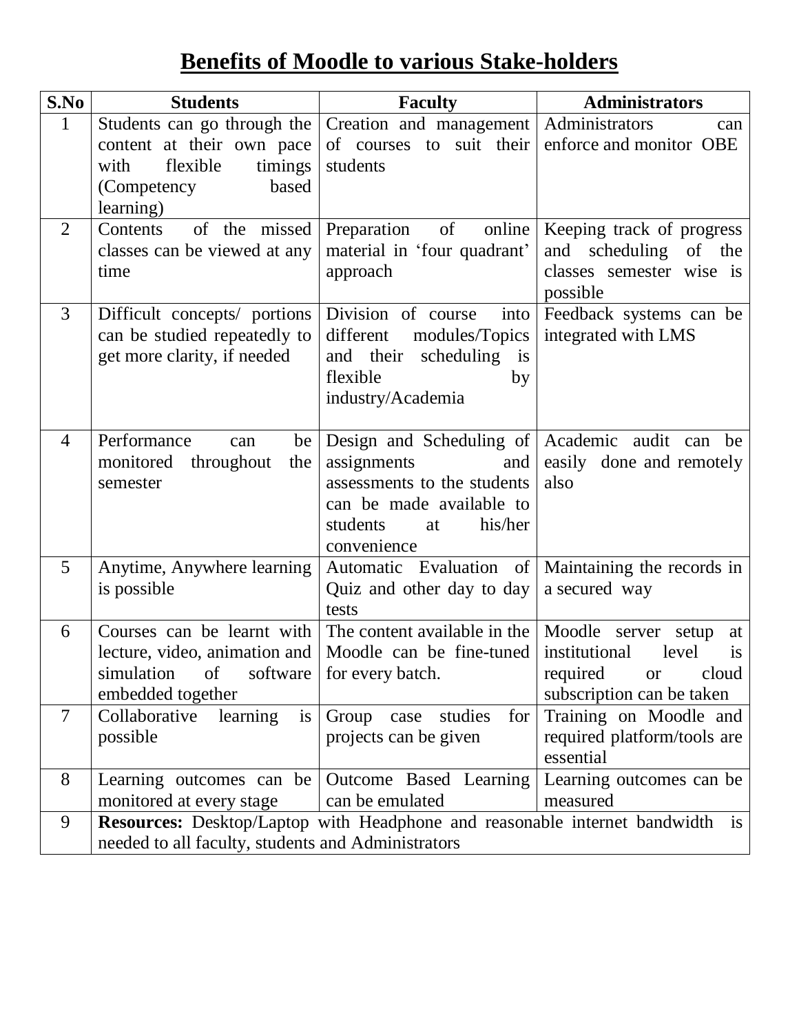# Benefits of Moodle to various Stake-holders

| S.No | Students | Faculty | Administrators |
|---|---|---|---|
| 1 | Students can go through the content at their own pace with flexible timings (Competency based learning) | Creation and management of courses to suit their students | Administrators can enforce and monitor OBE |
| 2 | Contents of the missed classes can be viewed at any time | Preparation of online material in 'four quadrant' approach | Keeping track of progress and scheduling of the classes semester wise is possible |
| 3 | Difficult concepts/ portions can be studied repeatedly to get more clarity, if needed | Division of course into different modules/Topics and their scheduling is flexible by industry/Academia | Feedback systems can be integrated with LMS |
| 4 | Performance can be monitored throughout the semester | Design and Scheduling of assignments and assessments to the students can be made available to students at his/her convenience | Academic audit can be easily done and remotely also |
| 5 | Anytime, Anywhere learning is possible | Automatic Evaluation of Quiz and other day to day tests | Maintaining the records in a secured way |
| 6 | Courses can be learnt with lecture, video, animation and simulation of software embedded together | The content available in the Moodle can be fine-tuned for every batch. | Moodle server setup at institutional level is required or cloud subscription can be taken |
| 7 | Collaborative learning is possible | Group case studies for projects can be given | Training on Moodle and required platform/tools are essential |
| 8 | Learning outcomes can be monitored at every stage | Outcome Based Learning can be emulated | Learning outcomes can be measured |
| 9 | **Resources:** Desktop/Laptop with Headphone and reasonable internet bandwidth is needed to all faculty, students and Administrators | | |